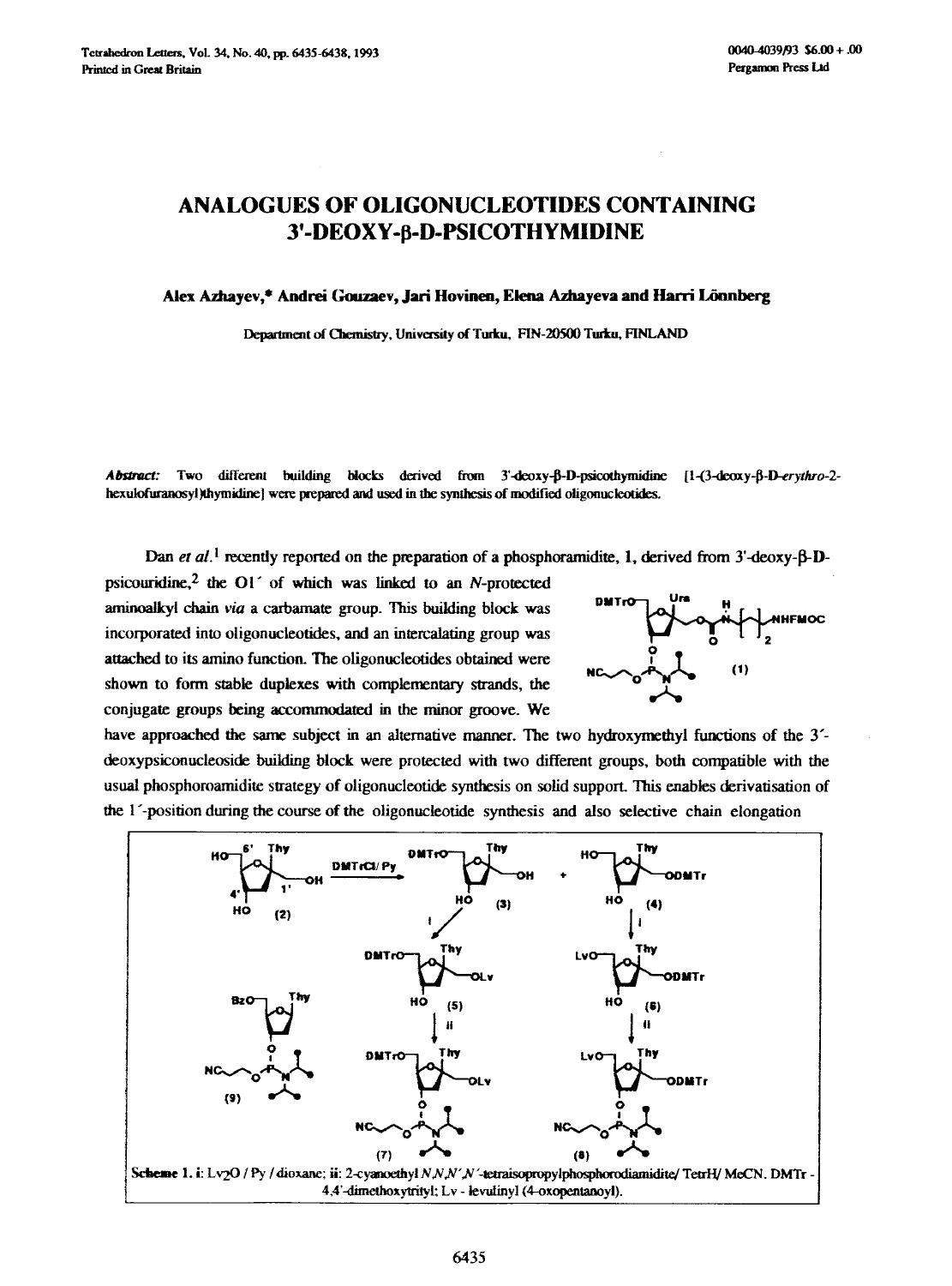# ANALOGUES OF OLIGONUCLEOTIDES CONTAINING 3'-DEOXY-β-D-PSICOTHYMIDINE

**Alex Azhayev,* Andrei Gouzaev, Jari Hovinen, Elena Azhayeva and Harri Lönnberg**

Department of Chemistry, University of Turku, FIN-20500 Turku, FINLAND

***Abstract:*** Two different building blocks derived from 3'-deoxy-β-D-psicothymidine [1-(3-deoxy-β-D-*erythro*-2-hexulofuranosyl)thymidine] were prepared and used in the synthesis of modified oligonucleotides.

Dan *et al.*[1] recently reported on the preparation of a phosphoramidite, 1, derived from 3'-deoxy-β-D-psicouridine,[2] the O1' of which was linked to an *N*-protected aminoalkyl chain *via* a carbamate group. This building block was incorporated into oligonucleotides, and an intercalating group was attached to its amino function. The oligonucleotides obtained were shown to form stable duplexes with complementary strands, the conjugate groups being accommodated in the minor groove. We have approached the same subject in an alternative manner. The two hydroxymethyl functions of the 3'-deoxypsiconucleoside building block were protected with two different groups, both compatible with the usual phosphoroamidite strategy of oligonucleotide synthesis on solid support. This enables derivatisation of the 1'-position during the course of the oligonucleotide synthesis and also selective chain elongation

**Scheme 1.** i: $Lv_2O$ / Py / dioxane; ii: 2-cyanoethyl *N,N,N',N'*-tetraisopropylphosphorodiamidite/ TetrH/ MeCN. DMTr - 4,4'-dimethoxytrityl; Lv - levulinyl (4-oxopentanoyl).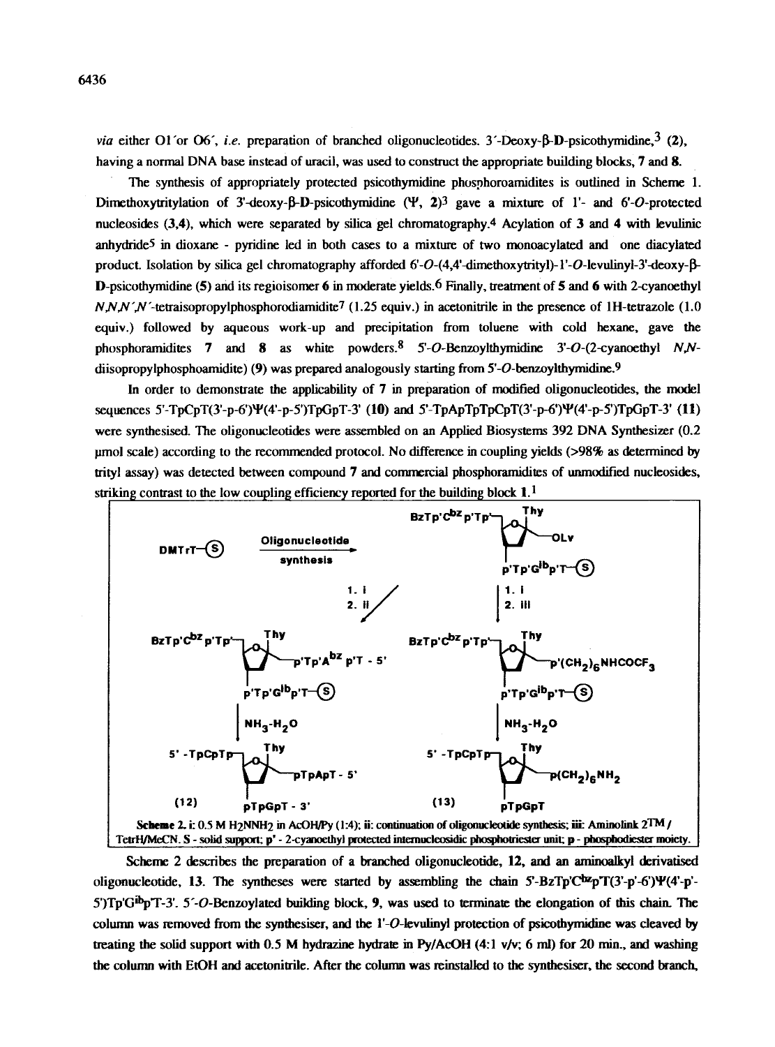*via* either O1′or O6′, *i.e.* preparation of branched oligonucleotides. 3′-Deoxy-β-D-psicothymidine,[3] (2), having a normal DNA base instead of uracil, was used to construct the appropriate building blocks, 7 and 8.

The synthesis of appropriately protected psicothymidine phosphoroamidites is outlined in Scheme 1. Dimethoxytritylation of 3′-deoxy-β-D-psicothymidine (Ψ, 2)[3] gave a mixture of 1′- and 6′-*O*-protected nucleosides (3,4), which were separated by silica gel chromatography.[4] Acylation of 3 and 4 with levulinic anhydride[5] in dioxane - pyridine led in both cases to a mixture of two monoacylated and one diacylated product. Isolation by silica gel chromatography afforded 6′-*O*-(4,4′-dimethoxytrityl)-1′-*O*-levulinyl-3′-deoxy-β-D-psicothymidine (5) and its regioisomer 6 in moderate yields.[6] Finally, treatment of 5 and 6 with 2-cyanoethyl *N,N,N′,N′*-tetraisopropylphosphorodiamidite[7] (1.25 equiv.) in acetonitrile in the presence of 1H-tetrazole (1.0 equiv.) followed by aqueous work-up and precipitation from toluene with cold hexane, gave the phosphoramidites 7 and 8 as white powders.[8] 5′-*O*-Benzoylthymidine 3′-*O*-(2-cyanoethyl *N,N*-diisopropylphosphoamidite) (9) was prepared analogously starting from 5′-*O*-benzoylthymidine.[9]

In order to demonstrate the applicability of 7 in preparation of modified oligonucleotides, the model sequences 5′-TpCpT(3′-p-6′)Ψ(4′-p-5′)TpGpT-3′ (10) and 5′-TpApTpTpCpT(3′-p-6′)Ψ(4′-p-5′)TpGpT-3′ (11) were synthesised. The oligonucleotides were assembled on an Applied Biosystems 392 DNA Synthesizer (0.2 μmol scale) according to the recommended protocol. No difference in coupling yields (>98% as determined by trityl assay) was detected between compound 7 and commercial phosphoramidites of unmodified nucleosides, striking contrast to the low coupling efficiency reported for the building block 1.[1]

**Scheme 2.** i: 0.5 M $H_2NNH_2$ in AcOH/Py (1:4); ii: continuation of oligonucleotide synthesis; iii: Aminolink 2™ / TetrH/MeCN. S - solid support; p′ - 2-cyanoethyl protected internucleosidic phosphotriester unit; p - phosphodiester moiety.

Scheme 2 describes the preparation of a branched oligonucleotide, 12, and an aminoalkyl derivatised oligonucleotide, 13. The syntheses were started by assembling the chain 5′-BzTp′C$^{bz}$pT(3′-p′-6′)Ψ(4′-p′-5′)Tp′G$^{ib}$pT-3′. 5′-*O*-Benzoylated building block, 9, was used to terminate the elongation of this chain. The column was removed from the synthesiser, and the 1′-*O*-levulinyl protection of psicothymidine was cleaved by treating the solid support with 0.5 M hydrazine hydrate in Py/AcOH (4:1 v/v; 6 ml) for 20 min., and washing the column with EtOH and acetonitrile. After the column was reinstalled to the synthesiser, the second branch,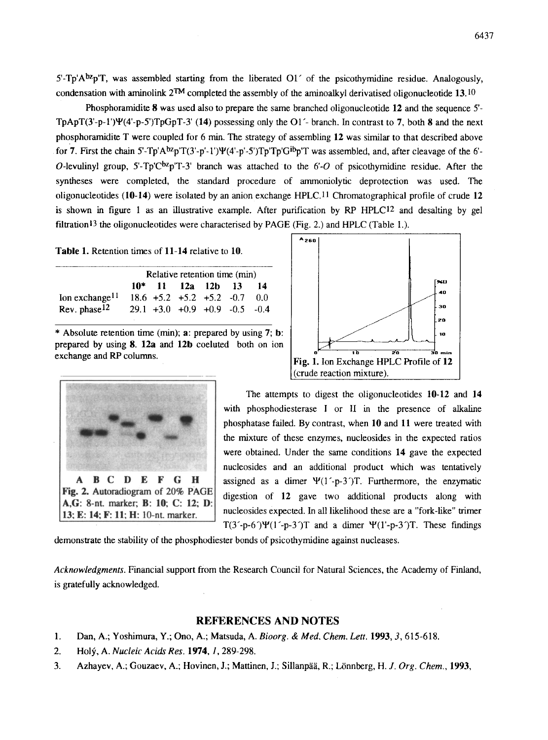5'-Tp'A$^{bz}$p'T, was assembled starting from the liberated O1′ of the psicothymidine residue. Analogously, condensation with aminolink 2™ completed the assembly of the aminoalkyl derivatised oligonucleotide **13**.[10]

Phosphoramidite **8** was used also to prepare the same branched oligonucleotide **12** and the sequence 5'-TpApT(3'-p-1')Ψ(4'-p-5')TpGpT-3' (**14**) possessing only the O1′- branch. In contrast to **7**, both **8** and the next phosphoramidite T were coupled for 6 min. The strategy of assembling **12** was similar to that described above for **7**. First the chain 5'-Tp'A$^{bz}$p'T(3'-p'-1')Ψ(4'-p'-5')Tp'Tp'G$^{ib}$p'T was assembled, and, after cleavage of the 6'-*O*-levulinyl group, 5'-Tp'C$^{bz}$p'T-3' branch was attached to the 6'-*O* of psicothymidine residue. After the syntheses were completed, the standard procedure of ammoniolytic deprotection was used. The oligonucleotides (**10-14**) were isolated by an anion exchange HPLC.[11] Chromatographical profile of crude **12** is shown in figure 1 as an illustrative example. After purification by RP HPLC[12] and desalting by gel filtration[13] the oligonucleotides were characterised by PAGE (Fig. 2.) and HPLC (Table 1.).

**Table 1.** Retention times of **11-14** relative to **10**.

| | Relative retention time (min) | | | | | |
|---|---|---|---|---|---|---|
| | **10*** | **11** | **12a** | **12b** | **13** | **14** |
| Ion exchange[11] | 18.6 | +5.2 | +5.2 | +5.2 | -0.7 | 0.0 |
| Rev. phase[12] | 29.1 | +3.0 | +0.9 | +0.9 | -0.5 | -0.4 |

\* Absolute retention time (min); **a**: prepared by using **7**; **b**: prepared by using **8**. **12a** and **12b** coeluted both on ion exchange and RP columns.

**Fig. 1.** Ion Exchange HPLC Profile of **12** (crude reaction mixture).

**Fig. 2.** Autoradiogram of 20% PAGE **A,G**: 8-nt. marker; **B**: **10**; **C**: **12**; **D**: **13**; **E**: **14**; **F**: **11**; **H**: 10-nt. marker.

The attempts to digest the oligonucleotides **10-12** and **14** with phosphodiesterase I or II in the presence of alkaline phosphatase failed. By contrast, when **10** and **11** were treated with the mixture of these enzymes, nucleosides in the expected ratios were obtained. Under the same conditions **14** gave the expected nucleosides and an additional product which was tentatively assigned as a dimer Ψ(1′-p-3′)T. Furthermore, the enzymatic digestion of **12** gave two additional products along with nucleosides expected. In all likelihood these are a "fork-like" trimer T(3′-p-6′)Ψ(1′-p-3′)T and a dimer Ψ(1'-p-3′)T. These findings demonstrate the stability of the phosphodiester bonds of psicothymidine against nucleases.

*Acknowledgments*. Financial support from the Research Council for Natural Sciences, the Academy of Finland, is gratefully acknowledged.

## REFERENCES AND NOTES

1. Dan, A.; Yoshimura, Y.; Ono, A.; Matsuda, A. *Bioorg. & Med. Chem. Lett.* **1993**, *3*, 615-618.
2. Holý, A. *Nucleic Acids Res.* **1974**, *1*, 289-298.
3. Azhayev, A.; Gouzaev, A.; Hovinen, J.; Mattinen, J.; Sillanpää, R.; Lönnberg, H. *J. Org. Chem.*, **1993**,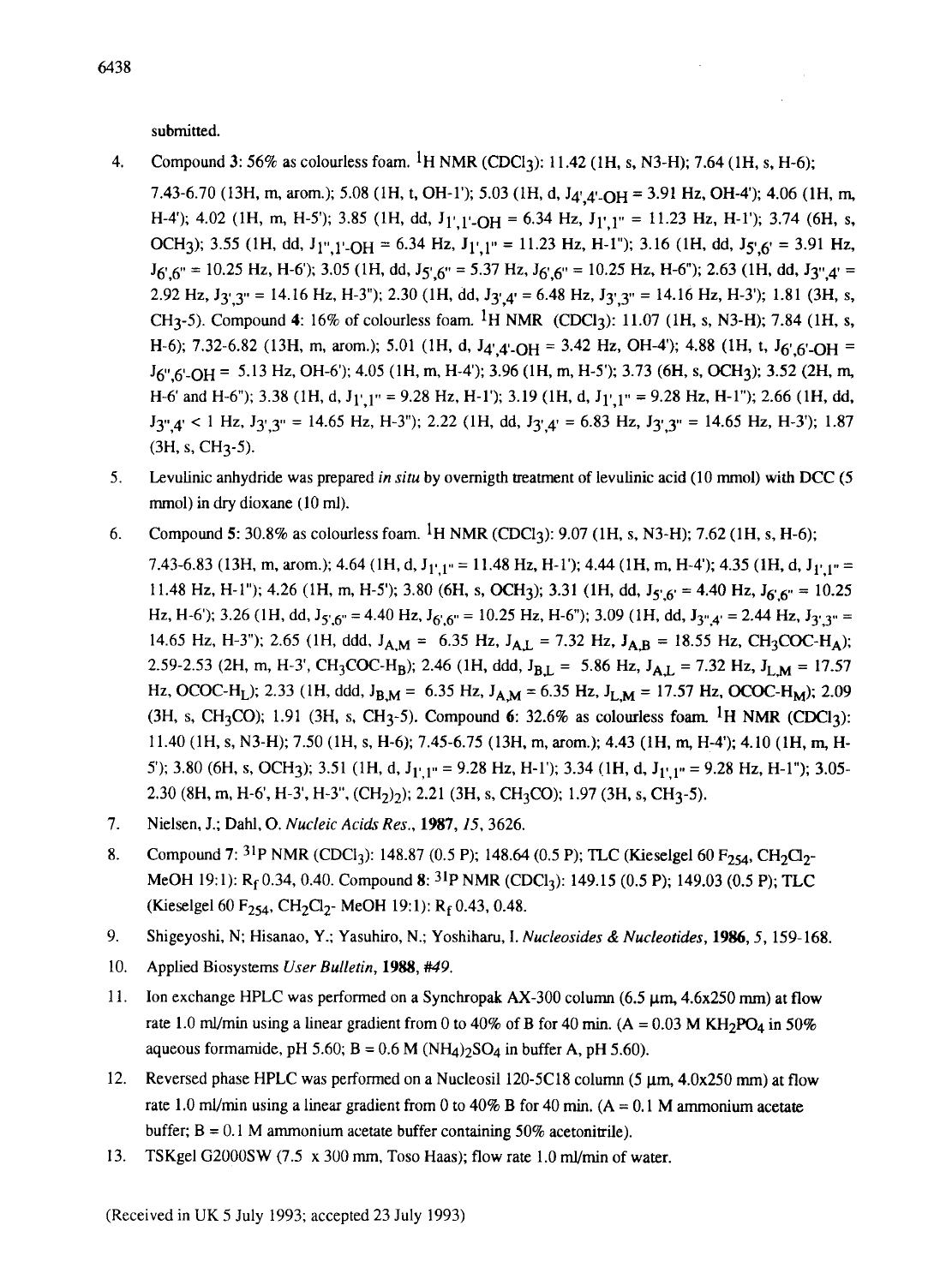submitted.

4. Compound **3**: 56% as colourless foam. $^1$H NMR ($CDCl_3$): 11.42 (1H, s, N3-H); 7.64 (1H, s, H-6); 7.43-6.70 (13H, m, arom.); 5.08 (1H, t, OH-1'); 5.03 (1H, d, $J_{4',4'\text{-OH}}$ = 3.91 Hz, OH-4'); 4.06 (1H, m, H-4'); 4.02 (1H, m, H-5'); 3.85 (1H, dd, $J_{1',1'\text{-OH}}$ = 6.34 Hz, $J_{1',1''}$ = 11.23 Hz, H-1'); 3.74 (6H, s, $OCH_3$); 3.55 (1H, dd, $J_{1'',1'\text{-OH}}$ = 6.34 Hz, $J_{1',1''}$ = 11.23 Hz, H-1"); 3.16 (1H, dd, $J_{5',6'}$ = 3.91 Hz, $J_{6',6''}$ = 10.25 Hz, H-6'); 3.05 (1H, dd, $J_{5',6''}$ = 5.37 Hz, $J_{6',6''}$ = 10.25 Hz, H-6"); 2.63 (1H, dd, $J_{3'',4'}$ = 2.92 Hz, $J_{3',3''}$ = 14.16 Hz, H-3"); 2.30 (1H, dd, $J_{3',4'}$ = 6.48 Hz, $J_{3',3''}$ = 14.16 Hz, H-3'); 1.81 (3H, s, $CH_3$-5). Compound **4**: 16% of colourless foam. $^1$H NMR ($CDCl_3$): 11.07 (1H, s, N3-H); 7.84 (1H, s, H-6); 7.32-6.82 (13H, m, arom.); 5.01 (1H, d, $J_{4',4'\text{-OH}}$ = 3.42 Hz, OH-4'); 4.88 (1H, t, $J_{6',6'\text{-OH}}$ = $J_{6'',6'\text{-OH}}$ = 5.13 Hz, OH-6'); 4.05 (1H, m, H-4'); 3.96 (1H, m, H-5'); 3.73 (6H, s, $OCH_3$); 3.52 (2H, m, H-6' and H-6"); 3.38 (1H, d, $J_{1',1''}$ = 9.28 Hz, H-1'); 3.19 (1H, d, $J_{1',1''}$ = 9.28 Hz, H-1"); 2.66 (1H, dd, $J_{3'',4'}$ < 1 Hz, $J_{3',3''}$ = 14.65 Hz, H-3"); 2.22 (1H, dd, $J_{3',4'}$ = 6.83 Hz, $J_{3',3''}$ = 14.65 Hz, H-3'); 1.87 (3H, s, $CH_3$-5).

5. Levulinic anhydride was prepared *in situ* by overnigth treatment of levulinic acid (10 mmol) with DCC (5 mmol) in dry dioxane (10 ml).

6. Compound **5**: 30.8% as colourless foam. $^1$H NMR ($CDCl_3$): 9.07 (1H, s, N3-H); 7.62 (1H, s, H-6); 7.43-6.83 (13H, m, arom.); 4.64 (1H, d, $J_{1',1''}$ = 11.48 Hz, H-1'); 4.44 (1H, m, H-4'); 4.35 (1H, d, $J_{1',1''}$ = 11.48 Hz, H-1"); 4.26 (1H, m, H-5'); 3.80 (6H, s, $OCH_3$); 3.31 (1H, dd, $J_{5',6'}$ = 4.40 Hz, $J_{6',6''}$ = 10.25 Hz, H-6'); 3.26 (1H, dd, $J_{5',6''}$ = 4.40 Hz, $J_{6',6''}$ = 10.25 Hz, H-6"); 3.09 (1H, dd, $J_{3'',4'}$ = 2.44 Hz, $J_{3',3''}$ = 14.65 Hz, H-3"); 2.65 (1H, ddd, $J_{A,M}$ = 6.35 Hz, $J_{A,L}$ = 7.32 Hz, $J_{A,B}$ = 18.55 Hz, $CH_3COC$-$H_A$); 2.59-2.53 (2H, m, H-3', $CH_3COC$-$H_B$); 2.46 (1H, ddd, $J_{B,L}$ = 5.86 Hz, $J_{A,L}$ = 7.32 Hz, $J_{L,M}$ = 17.57 Hz, OCOC-$H_L$); 2.33 (1H, ddd, $J_{B,M}$ = 6.35 Hz, $J_{A,M}$ = 6.35 Hz, $J_{L,M}$ = 17.57 Hz, OCOC-$H_M$); 2.09 (3H, s, $CH_3CO$); 1.91 (3H, s, $CH_3$-5). Compound **6**: 32.6% as colourless foam. $^1$H NMR ($CDCl_3$): 11.40 (1H, s, N3-H); 7.50 (1H, s, H-6); 7.45-6.75 (13H, m, arom.); 4.43 (1H, m, H-4'); 4.10 (1H, m, H-5'); 3.80 (6H, s, $OCH_3$); 3.51 (1H, d, $J_{1',1''}$ = 9.28 Hz, H-1'); 3.34 (1H, d, $J_{1',1''}$ = 9.28 Hz, H-1"); 3.05-2.30 (8H, m, H-6', H-3', H-3", $(CH_2)_2$); 2.21 (3H, s, $CH_3CO$); 1.97 (3H, s, $CH_3$-5).

7. Nielsen, J.; Dahl, O. *Nucleic Acids Res.*, **1987**, *15*, 3626.

8. Compound **7**: $^{31}$P NMR ($CDCl_3$): 148.87 (0.5 P); 148.64 (0.5 P); TLC (Kieselgel 60 $F_{254}$, $CH_2Cl_2$-MeOH 19:1): $R_f$ 0.34, 0.40. Compound **8**: $^{31}$P NMR ($CDCl_3$): 149.15 (0.5 P); 149.03 (0.5 P); TLC (Kieselgel 60 $F_{254}$, $CH_2Cl_2$- MeOH 19:1): $R_f$ 0.43, 0.48.

9. Shigeyoshi, N; Hisanao, Y.; Yasuhiro, N.; Yoshiharu, I. *Nucleosides & Nucleotides*, **1986**, *5*, 159-168.

10. Applied Biosystems *User Bulletin*, **1988**, *#49*.

11. Ion exchange HPLC was performed on a Synchropak AX-300 column (6.5 µm, 4.6x250 mm) at flow rate 1.0 ml/min using a linear gradient from 0 to 40% of B for 40 min. (A = 0.03 M $KH_2PO_4$ in 50% aqueous formamide, pH 5.60; B = 0.6 M $(NH_4)_2SO_4$ in buffer A, pH 5.60).

12. Reversed phase HPLC was performed on a Nucleosil 120-5C18 column (5 µm, 4.0x250 mm) at flow rate 1.0 ml/min using a linear gradient from 0 to 40% B for 40 min. (A = 0.1 M ammonium acetate buffer; B = 0.1 M ammonium acetate buffer containing 50% acetonitrile).

13. TSKgel G2000SW (7.5 x 300 mm, Toso Haas); flow rate 1.0 ml/min of water.

(Received in UK 5 July 1993; accepted 23 July 1993)